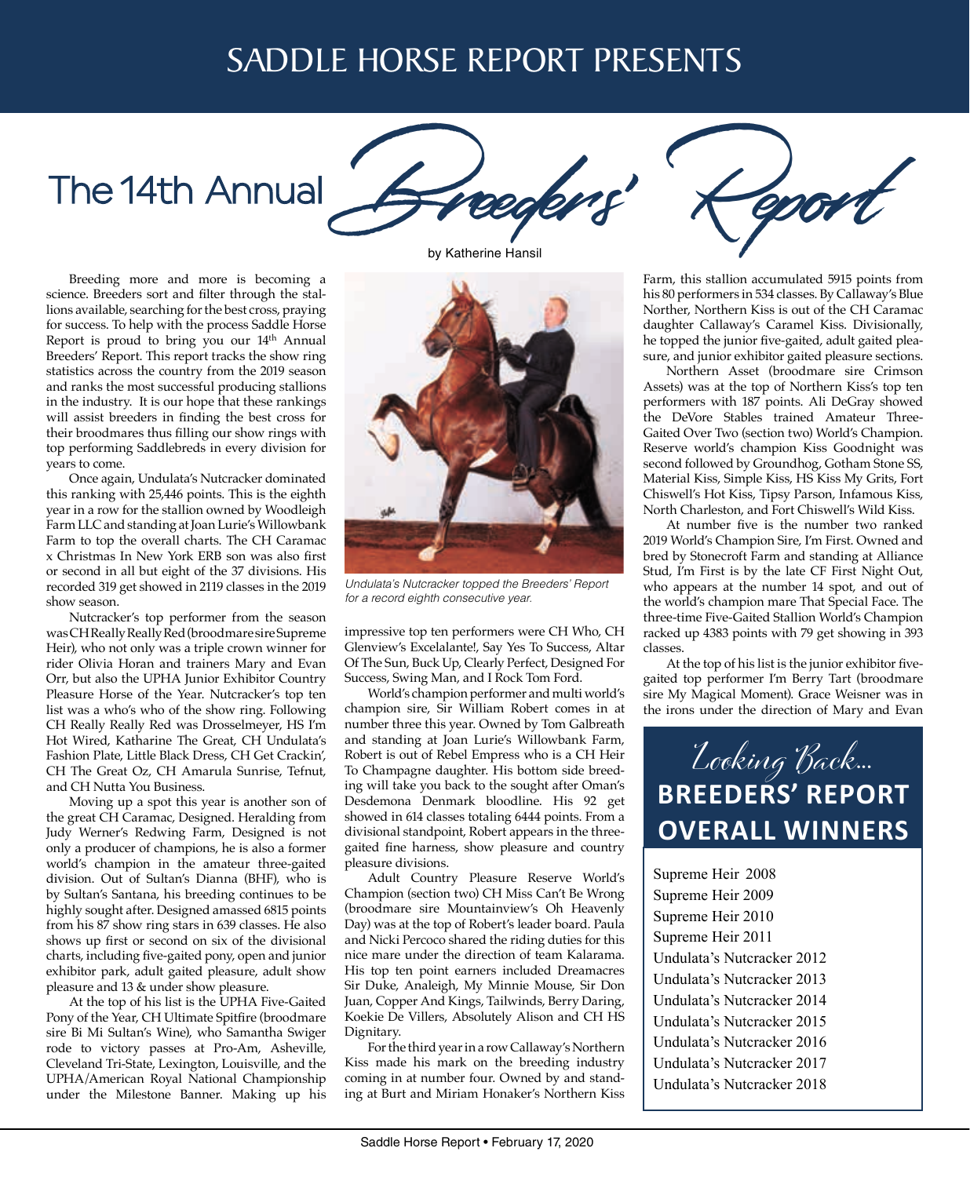SADDLE HORSE REPORT PRESENTS

# The 14th Annual Breeders' Report

by Katherine Hansil

Breeding more and more is becoming a science. Breeders sort and filter through the stallions available, searching for the best cross, praying for success. To help with the process Saddle Horse Report is proud to bring you our 14th Annual Breeders' Report. This report tracks the show ring statistics across the country from the 2019 season and ranks the most successful producing stallions in the industry. It is our hope that these rankings will assist breeders in finding the best cross for their broodmares thus filling our show rings with top performing Saddlebreds in every division for years to come.

Once again, Undulata's Nutcracker dominated this ranking with 25,446 points. This is the eighth year in a row for the stallion owned by Woodleigh Farm LLC and standing at Joan Lurie's Willowbank Farm to top the overall charts. The CH Caramac x Christmas In New York ERB son was also first or second in all but eight of the 37 divisions. His recorded 319 get showed in 2119 classes in the 2019 show season.

Nutcracker's top performer from the season was CH Really Really Red (broodmare sire Supreme Heir), who not only was a triple crown winner for rider Olivia Horan and trainers Mary and Evan Orr, but also the UPHA Junior Exhibitor Country Pleasure Horse of the Year. Nutcracker's top ten list was a who's who of the show ring. Following CH Really Really Red was Drosselmeyer, HS I'm Hot Wired, Katharine The Great, CH Undulata's Fashion Plate, Little Black Dress, CH Get Crackin', CH The Great Oz, CH Amarula Sunrise, Tefnut, and CH Nutta You Business.

Moving up a spot this year is another son of the great CH Caramac, Designed. Heralding from Judy Werner's Redwing Farm, Designed is not only a producer of champions, he is also a former world's champion in the amateur three-gaited division. Out of Sultan's Dianna (BHF), who is by Sultan's Santana, his breeding continues to be highly sought after. Designed amassed 6815 points from his 87 show ring stars in 639 classes. He also shows up first or second on six of the divisional charts, including five-gaited pony, open and junior exhibitor park, adult gaited pleasure, adult show pleasure and 13 & under show pleasure.

At the top of his list is the UPHA Five-Gaited Pony of the Year, CH Ultimate Spitfire (broodmare sire Bi Mi Sultan's Wine), who Samantha Swiger rode to victory passes at Pro-Am, Asheville, Cleveland Tri-State, Lexington, Louisville, and the UPHA/American Royal National Championship under the Milestone Banner. Making up his impressive top ten performers were CH Who, CH Glenview's Excelalante!, Say Yes To Success, Altar Of The Sun, Buck Up, Clearly Perfect, Designed For Success, Swing Man, and I Rock Tom Ford.

*Undulata's Nutcracker topped the Breeders' Report for a record eighth consecutive year.*

World's champion performer and multi world's champion sire, Sir William Robert comes in at number three this year. Owned by Tom Galbreath and standing at Joan Lurie's Willowbank Farm, Robert is out of Rebel Empress who is a CH Heir To Champagne daughter. His bottom side breeding will take you back to the sought after Oman's Desdemona Denmark bloodline. His 92 get showed in 614 classes totaling 6444 points. From a divisional standpoint, Robert appears in the three-gaited fine harness, show pleasure and country pleasure divisions.

Adult Country Pleasure Reserve World's Champion (section two) CH Miss Can't Be Wrong (broodmare sire Mountainview's Oh Heavenly Day) was at the top of Robert's leader board. Paula and Nicki Percoco shared the riding duties for this nice mare under the direction of team Kalarama. His top ten point earners included Dreamacres Sir Duke, Analeigh, My Minnie Mouse, Sir Don Juan, Copper And Kings, Tailwinds, Berry Daring, Koekie De Villers, Absolutely Alison and CH HS Dignitary.

For the third year in a row Callaway's Northern Kiss made his mark on the breeding industry coming in at number four. Owned by and standing at Burt and Miriam Honaker's Northern Kiss Farm, this stallion accumulated 5915 points from his 80 performers in 534 classes. By Callaway's Blue Norther, Northern Kiss is out of the CH Caramac daughter Callaway's Caramel Kiss. Divisionally, he topped the junior five-gaited, adult gaited pleasure, and junior exhibitor gaited pleasure sections.

Northern Asset (broodmare sire Crimson Assets) was at the top of Northern Kiss's top ten performers with 187 points. Ali DeGray showed the DeVore Stables trained Amateur Three-Gaited Over Two (section two) World's Champion. Reserve world's champion Kiss Goodnight was second followed by Groundhog, Gotham Stone SS, Material Kiss, Simple Kiss, HS Kiss My Grits, Fort Chiswell's Hot Kiss, Tipsy Parson, Infamous Kiss, North Charleston, and Fort Chiswell's Wild Kiss.

At number five is the number two ranked 2019 World's Champion Sire, I'm First. Owned and bred by Stonecroft Farm and standing at Alliance Stud, I'm First is by the late CF First Night Out, who appears at the number 14 spot, and out of the world's champion mare That Special Face. The three-time Five-Gaited Stallion World's Champion racked up 4383 points with 79 get showing in 393 classes.

At the top of his list is the junior exhibitor five-gaited top performer I'm Berry Tart (broodmare sire My Magical Moment). Grace Weisner was in the irons under the direction of Mary and Evan

## Looking Back... BREEDERS' REPORT OVERALL WINNERS

Supreme Heir 2008
Supreme Heir 2009
Supreme Heir 2010
Supreme Heir 2011
Undulata's Nutcracker 2012
Undulata's Nutcracker 2013
Undulata's Nutcracker 2014
Undulata's Nutcracker 2015
Undulata's Nutcracker 2016
Undulata's Nutcracker 2017
Undulata's Nutcracker 2018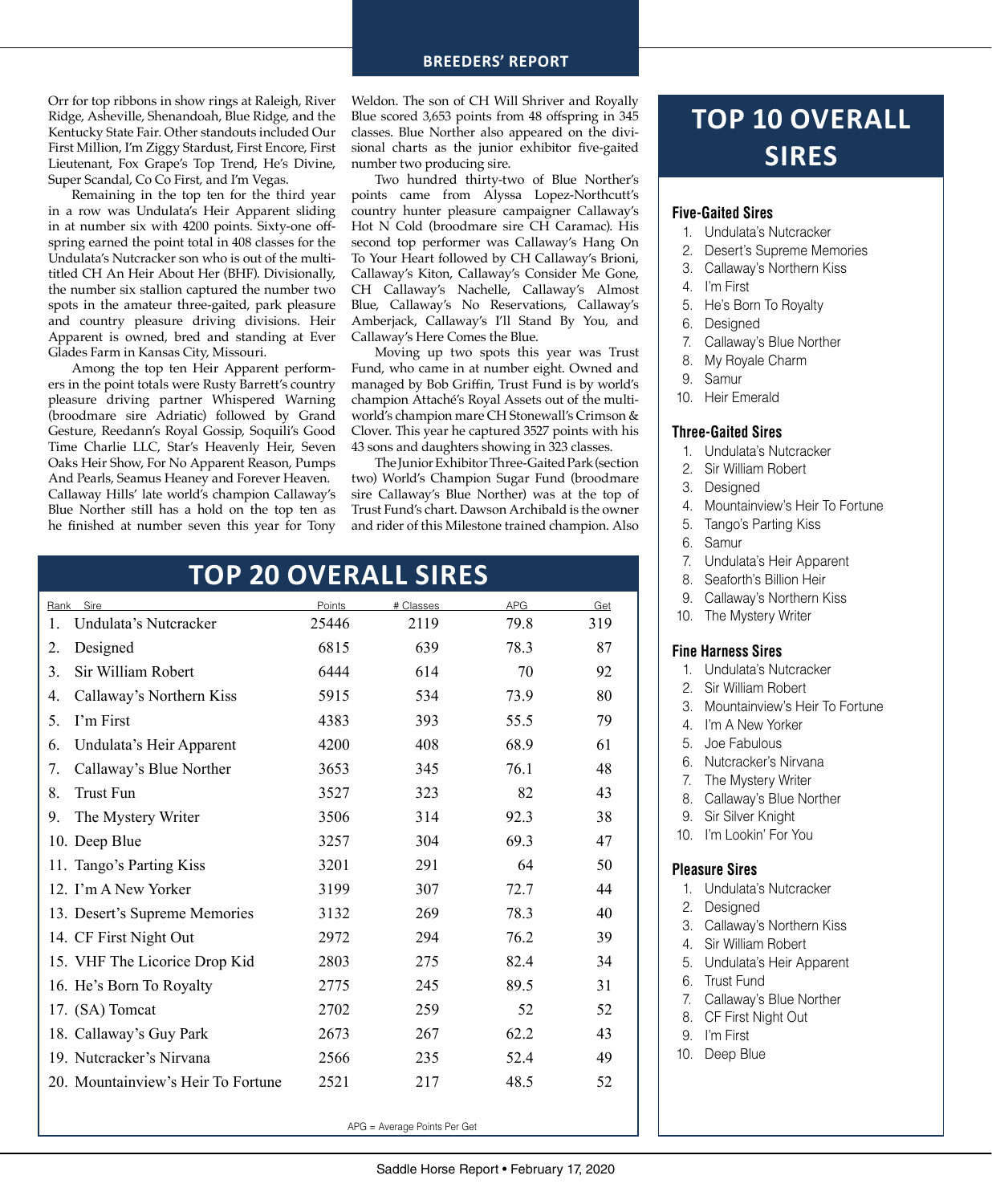Orr for top ribbons in show rings at Raleigh, River Ridge, Asheville, Shenandoah, Blue Ridge, and the Kentucky State Fair. Other standouts included Our First Million, I'm Ziggy Stardust, First Encore, First Lieutenant, Fox Grape's Top Trend, He's Divine, Super Scandal, Co Co First, and I'm Vegas.

Remaining in the top ten for the third year in a row was Undulata's Heir Apparent sliding in at number six with 4200 points. Sixty-one offspring earned the point total in 408 classes for the Undulata's Nutcracker son who is out of the multi-titled CH An Heir About Her (BHF). Divisionally, the number six stallion captured the number two spots in the amateur three-gaited, park pleasure and country pleasure driving divisions. Heir Apparent is owned, bred and standing at Ever Glades Farm in Kansas City, Missouri.

Among the top ten Heir Apparent performers in the point totals were Rusty Barrett's country pleasure driving partner Whispered Warning (broodmare sire Adriatic) followed by Grand Gesture, Reedann's Royal Gossip, Soquili's Good Time Charlie LLC, Star's Heavenly Heir, Seven Oaks Heir Show, For No Apparent Reason, Pumps And Pearls, Seamus Heaney and Forever Heaven. Callaway Hills' late world's champion Callaway's Blue Norther still has a hold on the top ten as he finished at number seven this year for Tony Weldon. The son of CH Will Shriver and Royally Blue scored 3,653 points from 48 offspring in 345 classes. Blue Norther also appeared on the divisional charts as the junior exhibitor five-gaited number two producing sire.

Two hundred thirty-two of Blue Norther's points came from Alyssa Lopez-Northcutt's country hunter pleasure campaigner Callaway's Hot N Cold (broodmare sire CH Caramac). His second top performer was Callaway's Hang On To Your Heart followed by CH Callaway's Brioni, Callaway's Kiton, Callaway's Consider Me Gone, CH Callaway's Nachelle, Callaway's Almost Blue, Callaway's No Reservations, Callaway's Amberjack, Callaway's I'll Stand By You, and Callaway's Here Comes the Blue.

Moving up two spots this year was Trust Fund, who came in at number eight. Owned and managed by Bob Griffin, Trust Fund is by world's champion Attaché's Royal Assets out of the multi-world's champion mare CH Stonewall's Crimson & Clover. This year he captured 3527 points with his 43 sons and daughters showing in 323 classes.

The Junior Exhibitor Three-Gaited Park (section two) World's Champion Sugar Fund (broodmare sire Callaway's Blue Norther) was at the top of Trust Fund's chart. Dawson Archibald is the owner and rider of this Milestone trained champion. Also

## TOP 20 OVERALL SIRES

| Rank | Sire | Points | # Classes | APG | Get |
|---|---|---|---|---|---|
| 1. | Undulata's Nutcracker | 25446 | 2119 | 79.8 | 319 |
| 2. | Designed | 6815 | 639 | 78.3 | 87 |
| 3. | Sir William Robert | 6444 | 614 | 70 | 92 |
| 4. | Callaway's Northern Kiss | 5915 | 534 | 73.9 | 80 |
| 5. | I'm First | 4383 | 393 | 55.5 | 79 |
| 6. | Undulata's Heir Apparent | 4200 | 408 | 68.9 | 61 |
| 7. | Callaway's Blue Norther | 3653 | 345 | 76.1 | 48 |
| 8. | Trust Fun | 3527 | 323 | 82 | 43 |
| 9. | The Mystery Writer | 3506 | 314 | 92.3 | 38 |
| 10. | Deep Blue | 3257 | 304 | 69.3 | 47 |
| 11. | Tango's Parting Kiss | 3201 | 291 | 64 | 50 |
| 12. | I'm A New Yorker | 3199 | 307 | 72.7 | 44 |
| 13. | Desert's Supreme Memories | 3132 | 269 | 78.3 | 40 |
| 14. | CF First Night Out | 2972 | 294 | 76.2 | 39 |
| 15. | VHF The Licorice Drop Kid | 2803 | 275 | 82.4 | 34 |
| 16. | He's Born To Royalty | 2775 | 245 | 89.5 | 31 |
| 17. | (SA) Tomcat | 2702 | 259 | 52 | 52 |
| 18. | Callaway's Guy Park | 2673 | 267 | 62.2 | 43 |
| 19. | Nutcracker's Nirvana | 2566 | 235 | 52.4 | 49 |
| 20. | Mountainview's Heir To Fortune | 2521 | 217 | 48.5 | 52 |

APG = Average Points Per Get

## TOP 10 OVERALL SIRES

### Five-Gaited Sires

1. Undulata's Nutcracker
2. Desert's Supreme Memories
3. Callaway's Northern Kiss
4. I'm First
5. He's Born To Royalty
6. Designed
7. Callaway's Blue Norther
8. My Royale Charm
9. Samur
10. Heir Emerald

### Three-Gaited Sires

1. Undulata's Nutcracker
2. Sir William Robert
3. Designed
4. Mountainview's Heir To Fortune
5. Tango's Parting Kiss
6. Samur
7. Undulata's Heir Apparent
8. Seaforth's Billion Heir
9. Callaway's Northern Kiss
10. The Mystery Writer

### Fine Harness Sires

1. Undulata's Nutcracker
2. Sir William Robert
3. Mountainview's Heir To Fortune
4. I'm A New Yorker
5. Joe Fabulous
6. Nutcracker's Nirvana
7. The Mystery Writer
8. Callaway's Blue Norther
9. Sir Silver Knight
10. I'm Lookin' For You

### Pleasure Sires

1. Undulata's Nutcracker
2. Designed
3. Callaway's Northern Kiss
4. Sir William Robert
5. Undulata's Heir Apparent
6. Trust Fund
7. Callaway's Blue Norther
8. CF First Night Out
9. I'm First
10. Deep Blue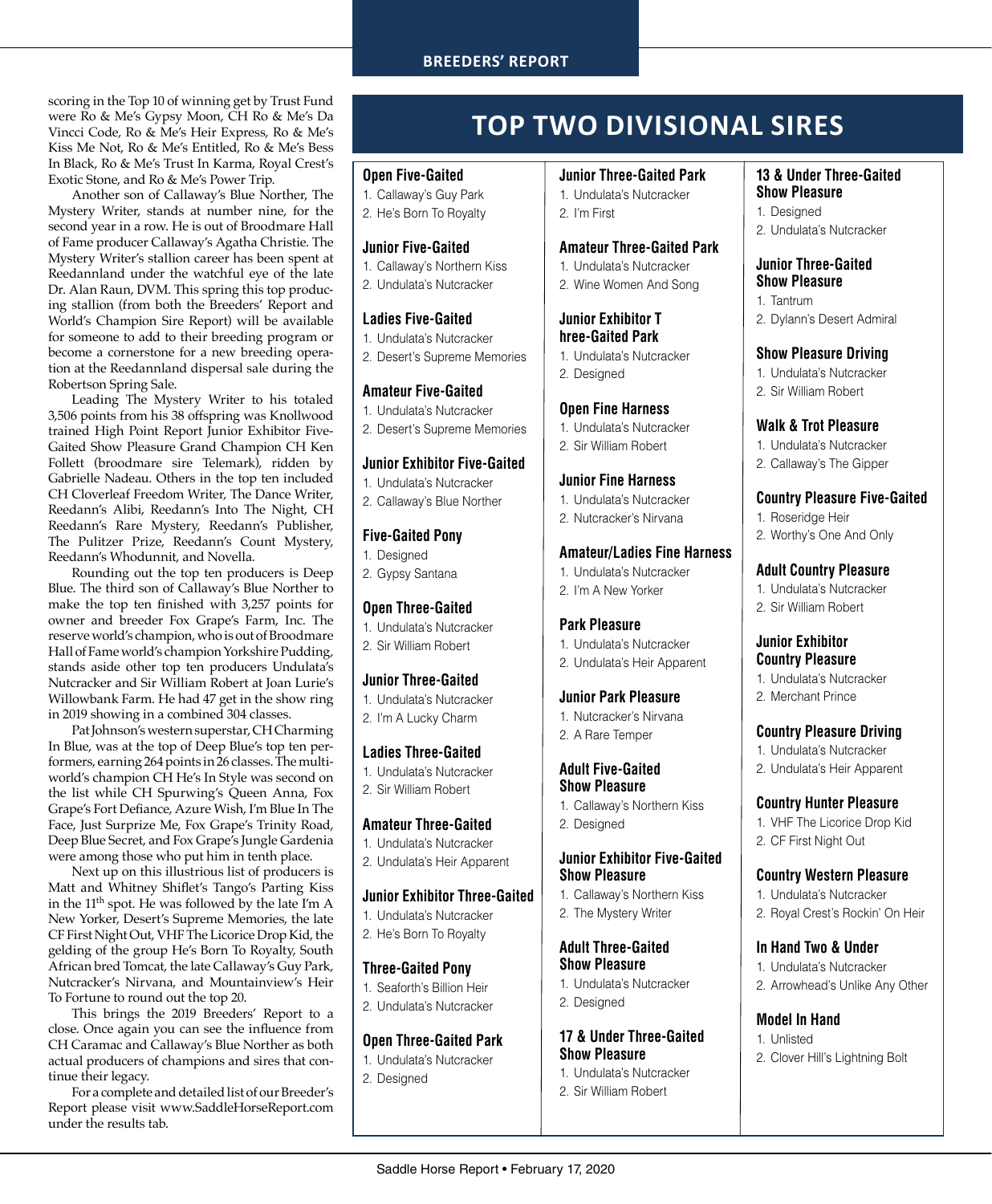scoring in the Top 10 of winning get by Trust Fund were Ro & Me's Gypsy Moon, CH Ro & Me's Da Vincci Code, Ro & Me's Heir Express, Ro & Me's Kiss Me Not, Ro & Me's Entitled, Ro & Me's Bess In Black, Ro & Me's Trust In Karma, Royal Crest's Exotic Stone, and Ro & Me's Power Trip.

Another son of Callaway's Blue Norther, The Mystery Writer, stands at number nine, for the second year in a row. He is out of Broodmare Hall of Fame producer Callaway's Agatha Christie. The Mystery Writer's stallion career has been spent at Reedannland under the watchful eye of the late Dr. Alan Raun, DVM. This spring this top producing stallion (from both the Breeders' Report and World's Champion Sire Report) will be available for someone to add to their breeding program or become a cornerstone for a new breeding operation at the Reedannland dispersal sale during the Robertson Spring Sale.

Leading The Mystery Writer to his totaled 3,506 points from his 38 offspring was Knollwood trained High Point Report Junior Exhibitor Five-Gaited Show Pleasure Grand Champion CH Ken Follett (broodmare sire Telemark), ridden by Gabrielle Nadeau. Others in the top ten included CH Cloverleaf Freedom Writer, The Dance Writer, Reedann's Alibi, Reedann's Into The Night, CH Reedann's Rare Mystery, Reedann's Publisher, The Pulitzer Prize, Reedann's Count Mystery, Reedann's Whodunnit, and Novella.

Rounding out the top ten producers is Deep Blue. The third son of Callaway's Blue Norther to make the top ten finished with 3,257 points for owner and breeder Fox Grape's Farm, Inc. The reserve world's champion, who is out of Broodmare Hall of Fame world's champion Yorkshire Pudding, stands aside other top ten producers Undulata's Nutcracker and Sir William Robert at Joan Lurie's Willowbank Farm. He had 47 get in the show ring in 2019 showing in a combined 304 classes.

Pat Johnson's western superstar, CH Charming In Blue, was at the top of Deep Blue's top ten performers, earning 264 points in 26 classes. The multi-world's champion CH He's In Style was second on the list while CH Spurwing's Queen Anna, Fox Grape's Fort Defiance, Azure Wish, I'm Blue In The Face, Just Surprize Me, Fox Grape's Trinity Road, Deep Blue Secret, and Fox Grape's Jungle Gardenia were among those who put him in tenth place.

Next up on this illustrious list of producers is Matt and Whitney Shiflet's Tango's Parting Kiss in the 11th spot. He was followed by the late I'm A New Yorker, Desert's Supreme Memories, the late CF First Night Out, VHF The Licorice Drop Kid, the gelding of the group He's Born To Royalty, South African bred Tomcat, the late Callaway's Guy Park, Nutcracker's Nirvana, and Mountainview's Heir To Fortune to round out the top 20.

This brings the 2019 Breeders' Report to a close. Once again you can see the influence from CH Caramac and Callaway's Blue Norther as both actual producers of champions and sires that continue their legacy.

For a complete and detailed list of our Breeder's Report please visit www.SaddleHorseReport.com under the results tab.

# TOP TWO DIVISIONAL SIRES

**Open Five-Gaited**
1. Callaway's Guy Park
2. He's Born To Royalty

**Junior Five-Gaited**
1. Callaway's Northern Kiss
2. Undulata's Nutcracker

**Ladies Five-Gaited**
1. Undulata's Nutcracker
2. Desert's Supreme Memories

**Amateur Five-Gaited**
1. Undulata's Nutcracker
2. Desert's Supreme Memories

**Junior Exhibitor Five-Gaited**
1. Undulata's Nutcracker
2. Callaway's Blue Norther

**Five-Gaited Pony**
1. Designed
2. Gypsy Santana

**Open Three-Gaited**
1. Undulata's Nutcracker
2. Sir William Robert

**Junior Three-Gaited**
1. Undulata's Nutcracker
2. I'm A Lucky Charm

**Ladies Three-Gaited**
1. Undulata's Nutcracker
2. Sir William Robert

**Amateur Three-Gaited**
1. Undulata's Nutcracker
2. Undulata's Heir Apparent

**Junior Exhibitor Three-Gaited**
1. Undulata's Nutcracker
2. He's Born To Royalty

**Three-Gaited Pony**
1. Seaforth's Billion Heir
2. Undulata's Nutcracker

**Open Three-Gaited Park**
1. Undulata's Nutcracker
2. Designed

**Junior Three-Gaited Park**
1. Undulata's Nutcracker
2. I'm First

**Amateur Three-Gaited Park**
1. Undulata's Nutcracker
2. Wine Women And Song

**Junior Exhibitor Three-Gaited Park**
1. Undulata's Nutcracker
2. Designed

**Open Fine Harness**
1. Undulata's Nutcracker
2. Sir William Robert

**Junior Fine Harness**
1. Undulata's Nutcracker
2. Nutcracker's Nirvana

**Amateur/Ladies Fine Harness**
1. Undulata's Nutcracker
2. I'm A New Yorker

**Park Pleasure**
1. Undulata's Nutcracker
2. Undulata's Heir Apparent

**Junior Park Pleasure**
1. Nutcracker's Nirvana
2. A Rare Temper

**Adult Five-Gaited Show Pleasure**
1. Callaway's Northern Kiss
2. Designed

**Junior Exhibitor Five-Gaited Show Pleasure**
1. Callaway's Northern Kiss
2. The Mystery Writer

**Adult Three-Gaited Show Pleasure**
1. Undulata's Nutcracker
2. Designed

**17 & Under Three-Gaited Show Pleasure**
1. Undulata's Nutcracker
2. Sir William Robert

**13 & Under Three-Gaited Show Pleasure**
1. Designed
2. Undulata's Nutcracker

**Junior Three-Gaited Show Pleasure**
1. Tantrum
2. Dylann's Desert Admiral

**Show Pleasure Driving**
1. Undulata's Nutcracker
2. Sir William Robert

**Walk & Trot Pleasure**
1. Undulata's Nutcracker
2. Callaway's The Gipper

**Country Pleasure Five-Gaited**
1. Roseridge Heir
2. Worthy's One And Only

**Adult Country Pleasure**
1. Undulata's Nutcracker
2. Sir William Robert

**Junior Exhibitor Country Pleasure**
1. Undulata's Nutcracker
2. Merchant Prince

**Country Pleasure Driving**
1. Undulata's Nutcracker
2. Undulata's Heir Apparent

**Country Hunter Pleasure**
1. VHF The Licorice Drop Kid
2. CF First Night Out

**Country Western Pleasure**
1. Undulata's Nutcracker
2. Royal Crest's Rockin' On Heir

**In Hand Two & Under**
1. Undulata's Nutcracker
2. Arrowhead's Unlike Any Other

**Model In Hand**
1. Unlisted
2. Clover Hill's Lightning Bolt